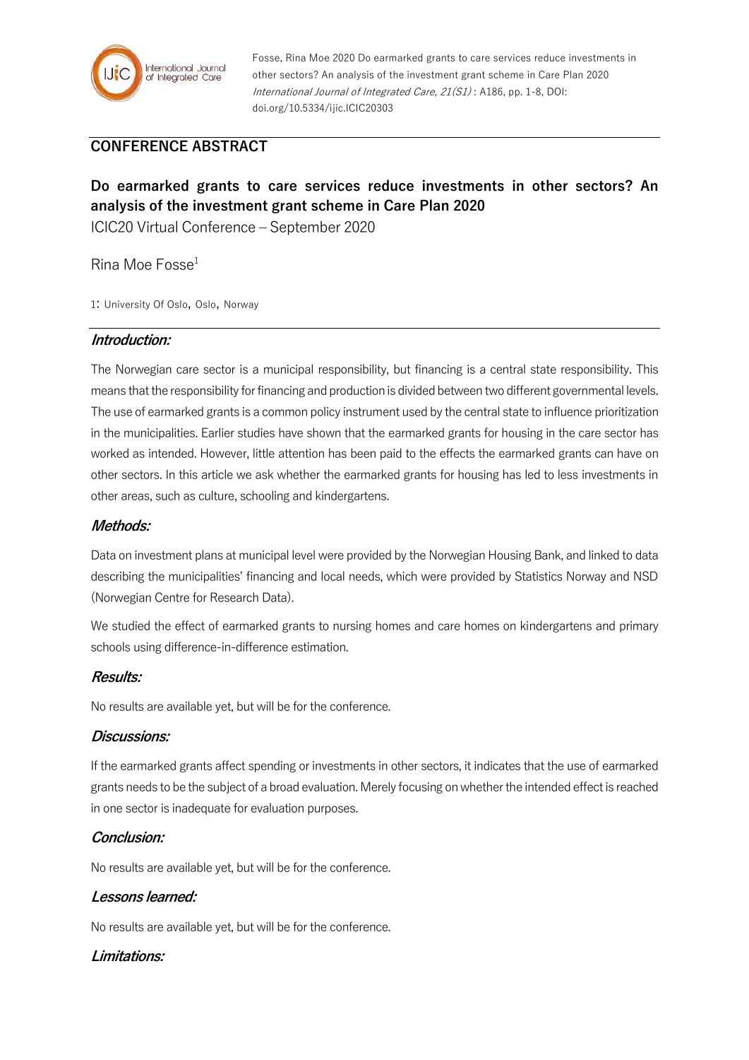Fosse, Rina Moe 2020 Do earmarked grants to care services reduce investments in other sectors? An analysis of the investment grant scheme in Care Plan 2020 *International Journal of Integrated Care, 21(S1)* : A186, pp. 1-8, DOI: doi.org/10.5334/ijic.ICIC20303

## CONFERENCE ABSTRACT

# Do earmarked grants to care services reduce investments in other sectors? An analysis of the investment grant scheme in Care Plan 2020

ICIC20 Virtual Conference – September 2020

Rina Moe Fosse[1]

1: University Of Oslo, Oslo, Norway

### *Introduction:*

The Norwegian care sector is a municipal responsibility, but financing is a central state responsibility. This means that the responsibility for financing and production is divided between two different governmental levels. The use of earmarked grants is a common policy instrument used by the central state to influence prioritization in the municipalities. Earlier studies have shown that the earmarked grants for housing in the care sector has worked as intended. However, little attention has been paid to the effects the earmarked grants can have on other sectors. In this article we ask whether the earmarked grants for housing has led to less investments in other areas, such as culture, schooling and kindergartens.

### *Methods:*

Data on investment plans at municipal level were provided by the Norwegian Housing Bank, and linked to data describing the municipalities' financing and local needs, which were provided by Statistics Norway and NSD (Norwegian Centre for Research Data).

We studied the effect of earmarked grants to nursing homes and care homes on kindergartens and primary schools using difference-in-difference estimation.

### *Results:*

No results are available yet, but will be for the conference.

### *Discussions:*

If the earmarked grants affect spending or investments in other sectors, it indicates that the use of earmarked grants needs to be the subject of a broad evaluation. Merely focusing on whether the intended effect is reached in one sector is inadequate for evaluation purposes.

### *Conclusion:*

No results are available yet, but will be for the conference.

### *Lessons learned:*

No results are available yet, but will be for the conference.

### *Limitations:*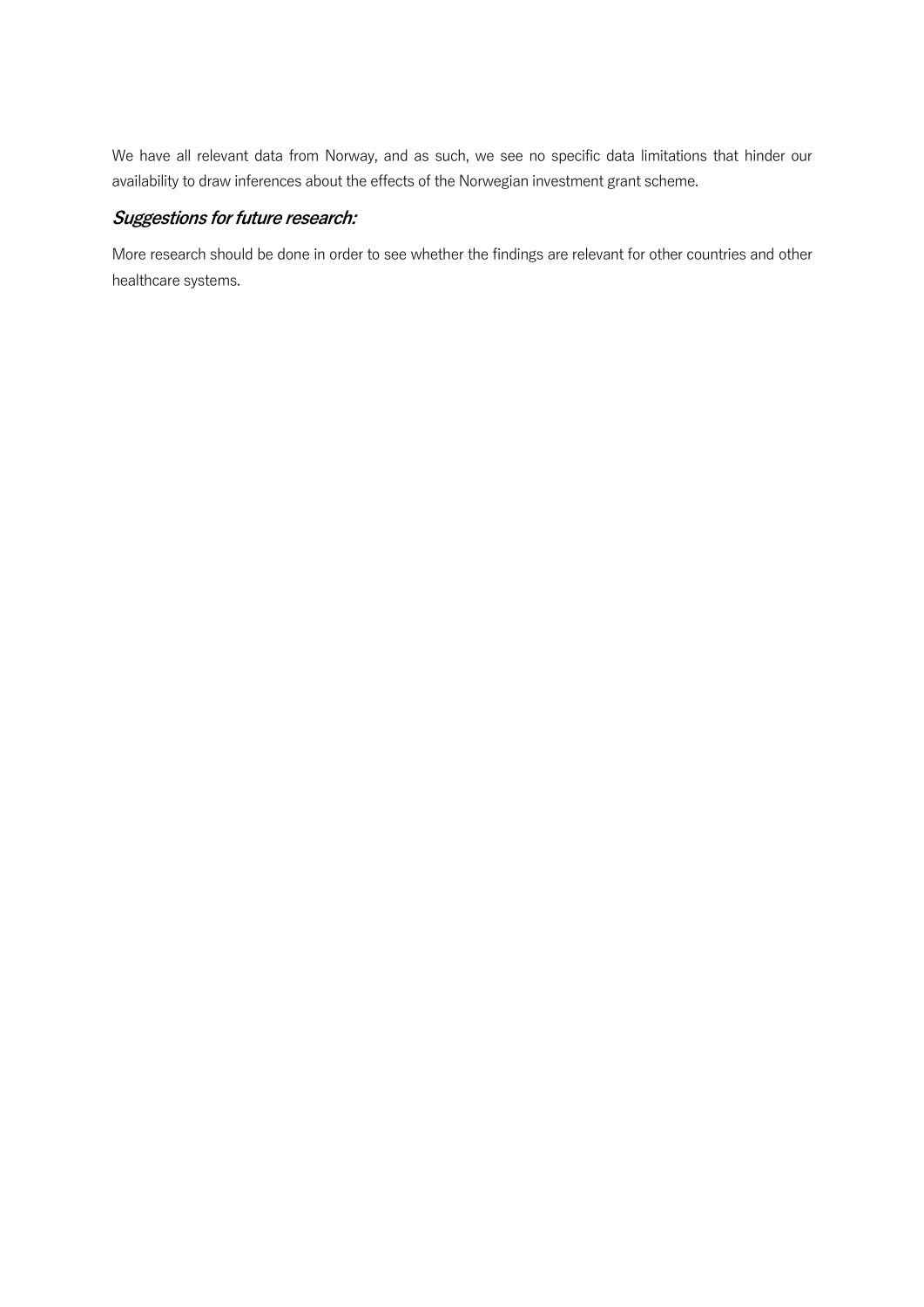We have all relevant data from Norway, and as such, we see no specific data limitations that hinder our availability to draw inferences about the effects of the Norwegian investment grant scheme.

### *Suggestions for future research:*

More research should be done in order to see whether the findings are relevant for other countries and other healthcare systems.